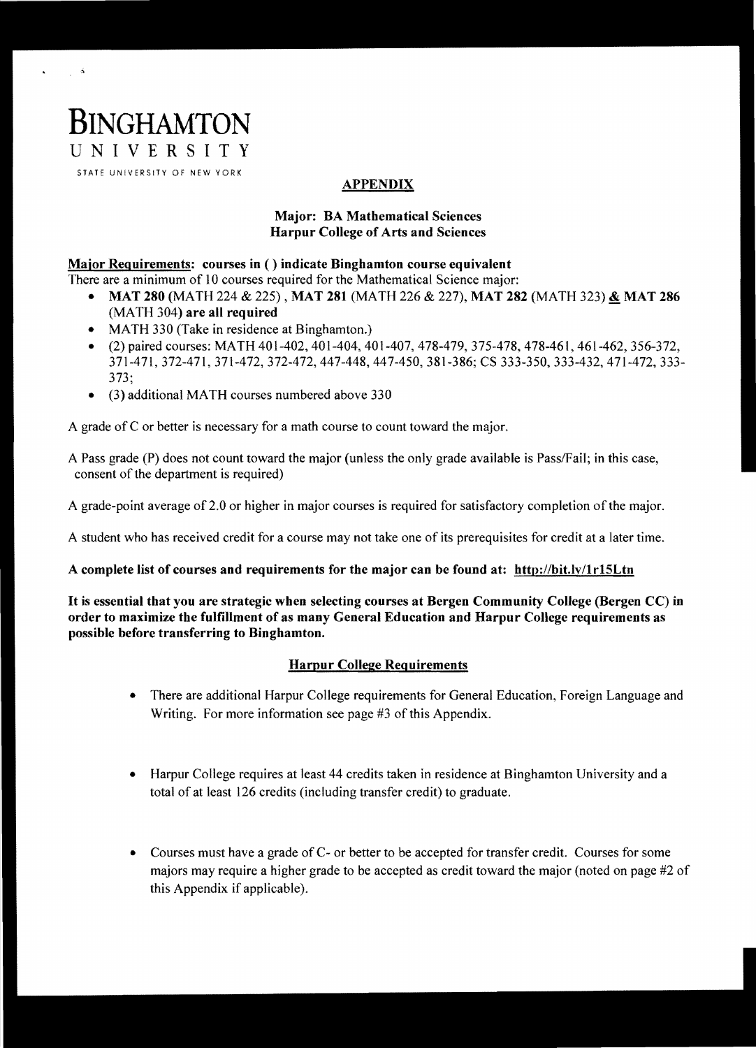# BINGHAMTON UNIVERSITY

STATE UNIVERSITY OF NEW YORK

## APPENDIX

### Major: BA Mathematical Sciences
### Harpur College of Arts and Sciences

**Major Requirements: courses in ( ) indicate Binghamton course equivalent**

There are a minimum of 10 courses required for the Mathematical Science major:

- **MAT 280** (MATH 224 & 225) , **MAT 281** (MATH 226 & 227), **MAT 282** (MATH 323) **&** **MAT 286** (MATH 304) **are all required**
- MATH 330 (Take in residence at Binghamton.)
- (2) paired courses: MATH 401-402, 401-404, 401-407, 478-479, 375-478, 478-461, 461-462, 356-372, 371-471, 372-471, 371-472, 372-472, 447-448, 447-450, 381-386; CS 333-350, 333-432, 471-472, 333-373;
- (3) additional MATH courses numbered above 330

A grade of C or better is necessary for a math course to count toward the major.

A Pass grade (P) does not count toward the major (unless the only grade available is Pass/Fail; in this case, consent of the department is required)

A grade-point average of 2.0 or higher in major courses is required for satisfactory completion of the major.

A student who has received credit for a course may not take one of its prerequisites for credit at a later time.

**A complete list of courses and requirements for the major can be found at: http://bit.ly/1r15Ltn**

**It is essential that you are strategic when selecting courses at Bergen Community College (Bergen CC) in order to maximize the fulfillment of as many General Education and Harpur College requirements as possible before transferring to Binghamton.**

### Harpur College Requirements

- There are additional Harpur College requirements for General Education, Foreign Language and Writing. For more information see page #3 of this Appendix.
- Harpur College requires at least 44 credits taken in residence at Binghamton University and a total of at least 126 credits (including transfer credit) to graduate.
- Courses must have a grade of C- or better to be accepted for transfer credit. Courses for some majors may require a higher grade to be accepted as credit toward the major (noted on page #2 of this Appendix if applicable).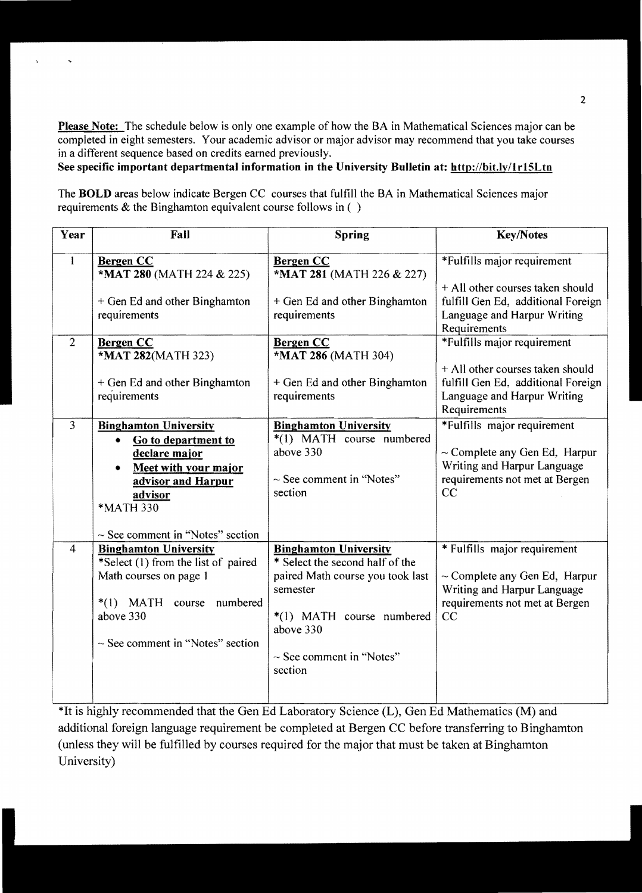**Please Note:** The schedule below is only one example of how the BA in Mathematical Sciences major can be completed in eight semesters. Your academic advisor or major advisor may recommend that you take courses in a different sequence based on credits earned previously.

**See specific important departmental information in the University Bulletin at: http://bit.ly/1r15Ltn**

The **BOLD** areas below indicate Bergen CC courses that fulfill the BA in Mathematical Sciences major requirements & the Binghamton equivalent course follows in ( )

| Year | Fall | Spring | Key/Notes |
|---|---|---|---|
| 1 | **Bergen CC**<br>***MAT 280** (MATH 224 & 225)<br><br>+ Gen Ed and other Binghamton requirements | **Bergen CC**<br>***MAT 281** (MATH 226 & 227)<br><br>+ Gen Ed and other Binghamton requirements | *Fulfills major requirement<br><br>+ All other courses taken should fulfill Gen Ed, additional Foreign Language and Harpur Writing Requirements |
| 2 | **Bergen CC**<br>***MAT 282**(MATH 323)<br><br>+ Gen Ed and other Binghamton requirements | **Bergen CC**<br>***MAT 286** (MATH 304)<br><br>+ Gen Ed and other Binghamton requirements | *Fulfills major requirement<br><br>+ All other courses taken should fulfill Gen Ed, additional Foreign Language and Harpur Writing Requirements |
| 3 | **Binghamton University**<br>• **Go to department to declare major**<br>• **Meet with your major advisor and Harpur advisor**<br>*MATH 330<br><br>~ See comment in "Notes" section | **Binghamton University**<br>*(1) MATH course numbered above 330<br><br>~ See comment in "Notes" section | *Fulfills major requirement<br><br>~ Complete any Gen Ed, Harpur Writing and Harpur Language requirements not met at Bergen CC |
| 4 | **Binghamton University**<br>*Select (1) from the list of paired Math courses on page 1<br><br>*(1) MATH course numbered above 330<br><br>~ See comment in "Notes" section | **Binghamton University**<br>* Select the second half of the paired Math course you took last semester<br><br>*(1) MATH course numbered above 330<br><br>~ See comment in "Notes" section | * Fulfills major requirement<br><br>~ Complete any Gen Ed, Harpur Writing and Harpur Language requirements not met at Bergen CC |

*It is highly recommended that the Gen Ed Laboratory Science (L), Gen Ed Mathematics (M) and additional foreign language requirement be completed at Bergen CC before transferring to Binghamton (unless they will be fulfilled by courses required for the major that must be taken at Binghamton University)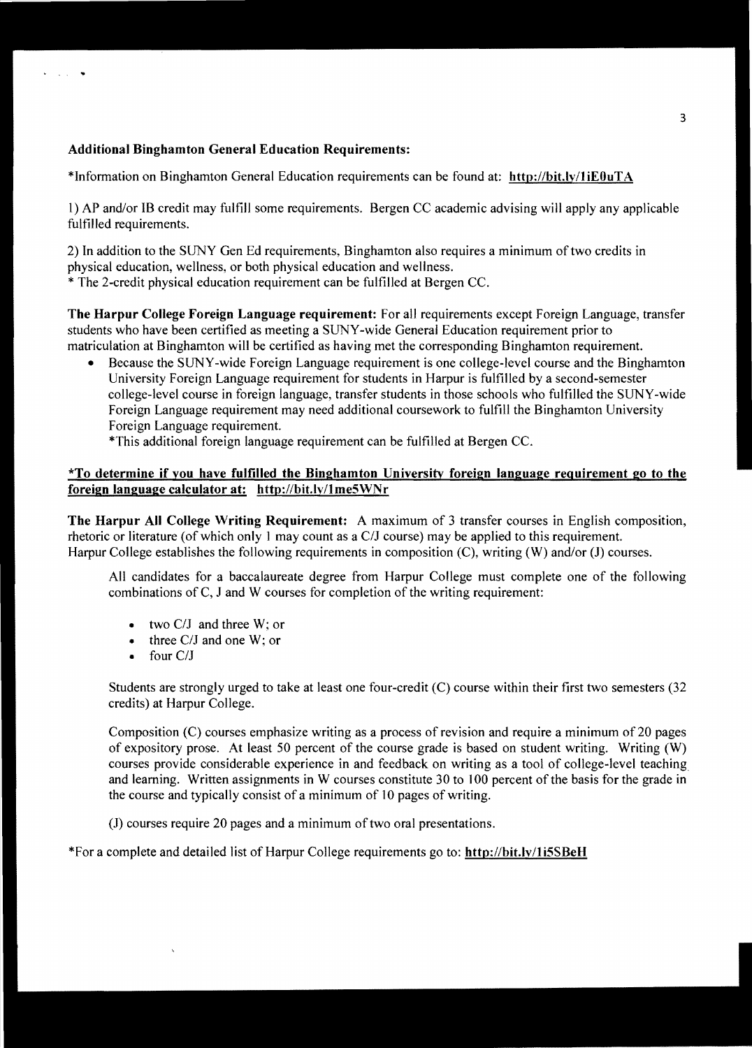**Additional Binghamton General Education Requirements:**

*Information on Binghamton General Education requirements can be found at: **http://bit.ly/1iE0uTA**

1) AP and/or IB credit may fulfill some requirements. Bergen CC academic advising will apply any applicable fulfilled requirements.

2) In addition to the SUNY Gen Ed requirements, Binghamton also requires a minimum of two credits in physical education, wellness, or both physical education and wellness.
* The 2-credit physical education requirement can be fulfilled at Bergen CC.

**The Harpur College Foreign Language requirement:** For all requirements except Foreign Language, transfer students who have been certified as meeting a SUNY-wide General Education requirement prior to matriculation at Binghamton will be certified as having met the corresponding Binghamton requirement.

- Because the SUNY-wide Foreign Language requirement is one college-level course and the Binghamton University Foreign Language requirement for students in Harpur is fulfilled by a second-semester college-level course in foreign language, transfer students in those schools who fulfilled the SUNY-wide Foreign Language requirement may need additional coursework to fulfill the Binghamton University Foreign Language requirement.
  *This additional foreign language requirement can be fulfilled at Bergen CC.

**\*To determine if you have fulfilled the Binghamton University foreign language requirement go to the foreign language calculator at: http://bit.ly/1me5WNr**

**The Harpur All College Writing Requirement:** A maximum of 3 transfer courses in English composition, rhetoric or literature (of which only 1 may count as a C/J course) may be applied to this requirement.
Harpur College establishes the following requirements in composition (C), writing (W) and/or (J) courses.

All candidates for a baccalaureate degree from Harpur College must complete one of the following combinations of C, J and W courses for completion of the writing requirement:

- two C/J and three W; or
- three C/J and one W; or
- four C/J

Students are strongly urged to take at least one four-credit (C) course within their first two semesters (32 credits) at Harpur College.

Composition (C) courses emphasize writing as a process of revision and require a minimum of 20 pages of expository prose. At least 50 percent of the course grade is based on student writing. Writing (W) courses provide considerable experience in and feedback on writing as a tool of college-level teaching and learning. Written assignments in W courses constitute 30 to 100 percent of the basis for the grade in the course and typically consist of a minimum of 10 pages of writing.

(J) courses require 20 pages and a minimum of two oral presentations.

*For a complete and detailed list of Harpur College requirements go to: **http://bit.ly/1i5SBeH**